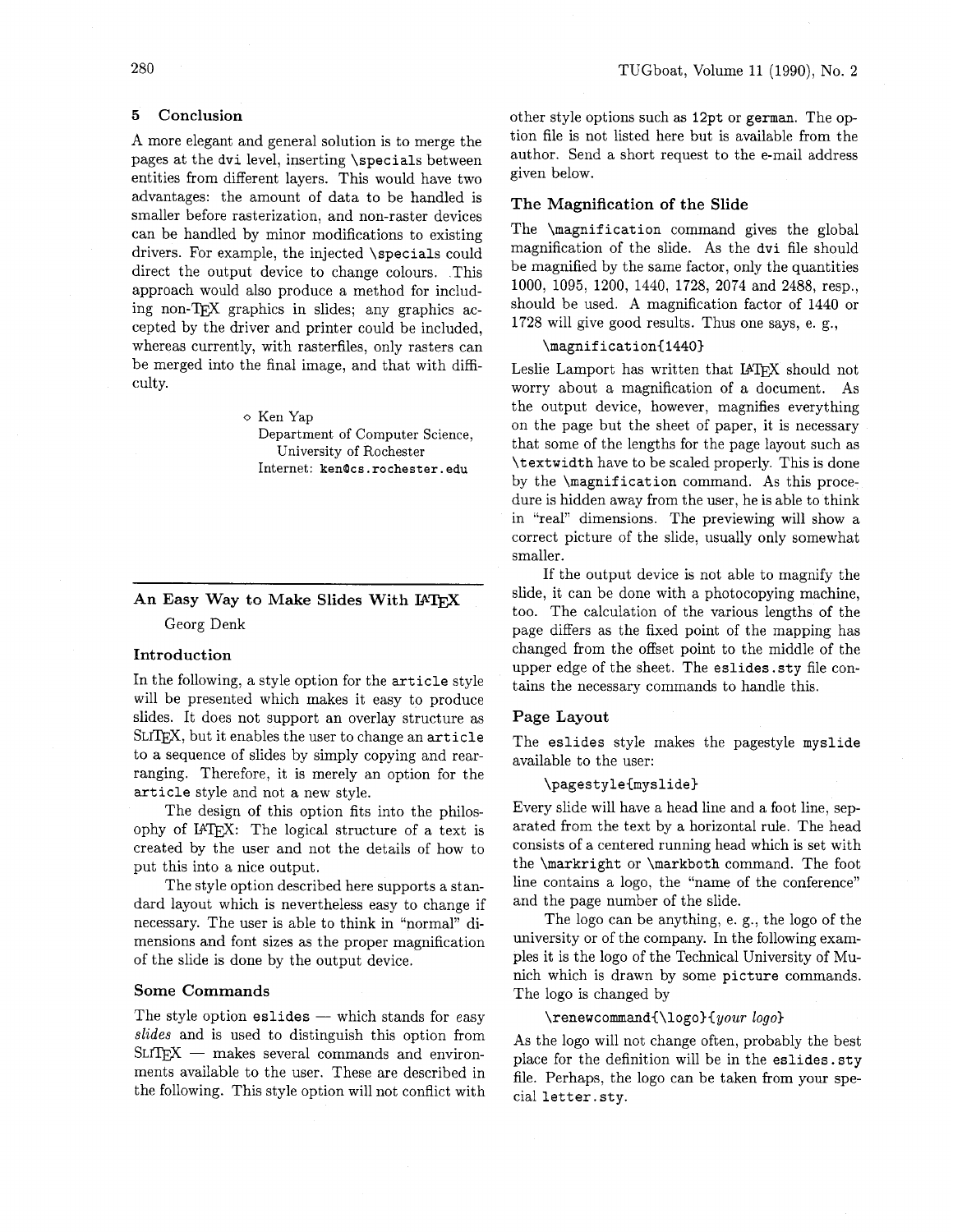## 5 Conclusion

A more elegant and general solution is to merge the pages at the dvi level, inserting \specials between entities from different layers. This would have two advantages: the amount of data to be handled is smaller before rasterization, and non-raster devices can be handled by minor modifications to existing drivers. For example, the injected \specials could direct the output device to change colours. This approach would also produce a method for including non-TeX graphics in slides; any graphics accepted by the driver and printer could be included, whereas currently, with rasterfiles, only rasters can be merged into the final image, and that with difficulty.

> ◇ Ken Yap
> Department of Computer Science,
> University of Rochester
> Internet: ken@cs.rochester.edu

---

# An Easy Way to Make Slides With LaTeX

Georg Denk

## Introduction

In the following, a style option for the article style will be presented which makes it easy to produce slides. It does not support an overlay structure as SLiTeX, but it enables the user to change an article to a sequence of slides by simply copying and rearranging. Therefore, it is merely an option for the article style and not a new style.

The design of this option fits into the philosophy of LaTeX: The logical structure of a text is created by the user and not the details of how to put this into a nice output.

The style option described here supports a standard layout which is nevertheless easy to change if necessary. The user is able to think in "normal" dimensions and font sizes as the proper magnification of the slide is done by the output device.

## Some Commands

The style option eslides — which stands for *easy slides* and is used to distinguish this option from SLiTeX — makes several commands and environments available to the user. These are described in the following. This style option will not conflict with other style options such as 12pt or german. The option file is not listed here but is available from the author. Send a short request to the e-mail address given below.

## The Magnification of the Slide

The \magnification command gives the global magnification of the slide. As the dvi file should be magnified by the same factor, only the quantities 1000, 1095, 1200, 1440, 1728, 2074 and 2488, resp., should be used. A magnification factor of 1440 or 1728 will give good results. Thus one says, e. g.,

```
\magnification{1440}
```

Leslie Lamport has written that LaTeX should not worry about a magnification of a document. As the output device, however, magnifies everything on the page but the sheet of paper, it is necessary that some of the lengths for the page layout such as \textwidth have to be scaled properly. This is done by the \magnification command. As this procedure is hidden away from the user, he is able to think in "real" dimensions. The previewing will show a correct picture of the slide, usually only somewhat smaller.

If the output device is not able to magnify the slide, it can be done with a photocopying machine, too. The calculation of the various lengths of the page differs as the fixed point of the mapping has changed from the offset point to the middle of the upper edge of the sheet. The eslides.sty file contains the necessary commands to handle this.

## Page Layout

The eslides style makes the pagestyle myslide available to the user:

```
\pagestyle{myslide}
```

Every slide will have a head line and a foot line, separated from the text by a horizontal rule. The head consists of a centered running head which is set with the \markright or \markboth command. The foot line contains a logo, the "name of the conference" and the page number of the slide.

The logo can be anything, e. g., the logo of the university or of the company. In the following examples it is the logo of the Technical University of Munich which is drawn by some picture commands. The logo is changed by

\renewcommand{\logo}{*your logo*}

As the logo will not change often, probably the best place for the definition will be in the eslides.sty file. Perhaps, the logo can be taken from your special letter.sty.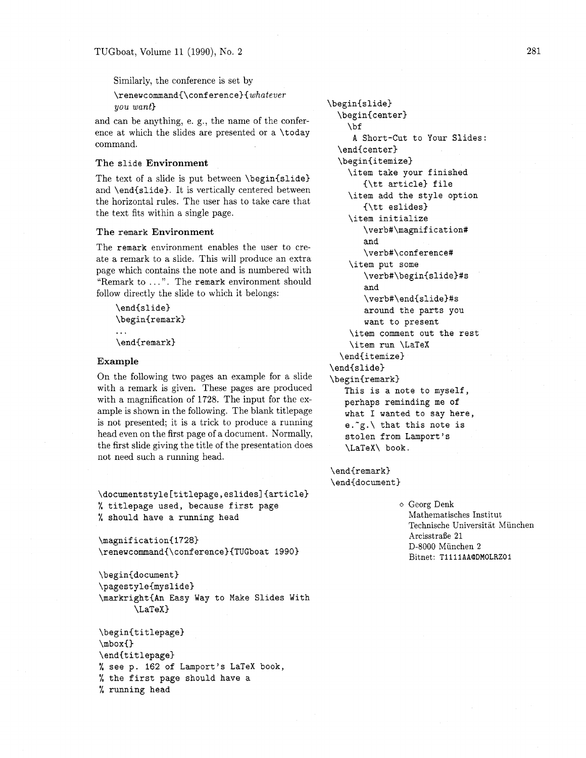Similarly, the conference is set by

```
\renewcommand{\conference}{whatever you want}
```

and can be anything, e. g., the name of the conference at which the slides are presented or a `\today` command.

### The `slide` Environment

The text of a slide is put between `\begin{slide}` and `\end{slide}`. It is vertically centered between the horizontal rules. The user has to take care that the text fits within a single page.

### The `remark` Environment

The `remark` environment enables the user to create a remark to a slide. This will produce an extra page which contains the note and is numbered with "Remark to ...". The `remark` environment should follow directly the slide to which it belongs:

```
\end{slide}
\begin{remark}
...
\end{remark}
```

### Example

On the following two pages an example for a slide with a remark is given. These pages are produced with a magnification of 1728. The input for the example is shown in the following. The blank titlepage is not presented; it is a trick to produce a running head even on the first page of a document. Normally, the first slide giving the title of the presentation does not need such a running head.

```
\documentstyle[titlepage,eslides]{article}
% titlepage used, because first page
% should have a running head

\magnification{1728}
\renewcommand{\conference}{TUGboat 1990}

\begin{document}
\pagestyle{myslide}
\markright{An Easy Way to Make Slides With
       \LaTeX}

\begin{titlepage}
\mbox{}
\end{titlepage}
% see p. 162 of Lamport's LaTeX book,
% the first page should have a
% running head

\begin{slide}
  \begin{center}
    \bf
     A Short-Cut to Your Slides:
  \end{center}
  \begin{itemize}
    \item take your finished
       {\tt article} file
    \item add the style option
       {\tt eslides}
    \item initialize
       \verb#\magnification#
       and
       \verb#\conference#
    \item put some
       \verb#\begin{slide}#s
       and
       \verb#\end{slide}#s
       around the parts you
       want to present
    \item comment out the rest
    \item run \LaTeX
  \end{itemize}
\end{slide}
\begin{remark}
   This is a note to myself,
   perhaps reminding me of
   what I wanted to say here,
   e.~g.\ that this note is
   stolen from Lamport's
   \LaTeX\ book.

\end{remark}
\end{document}
```

◇ Georg Denk
Mathematisches Institut
Technische Universität München
Arcisstraße 21
D-8000 München 2
Bitnet: T1111AA@DMOLRZ01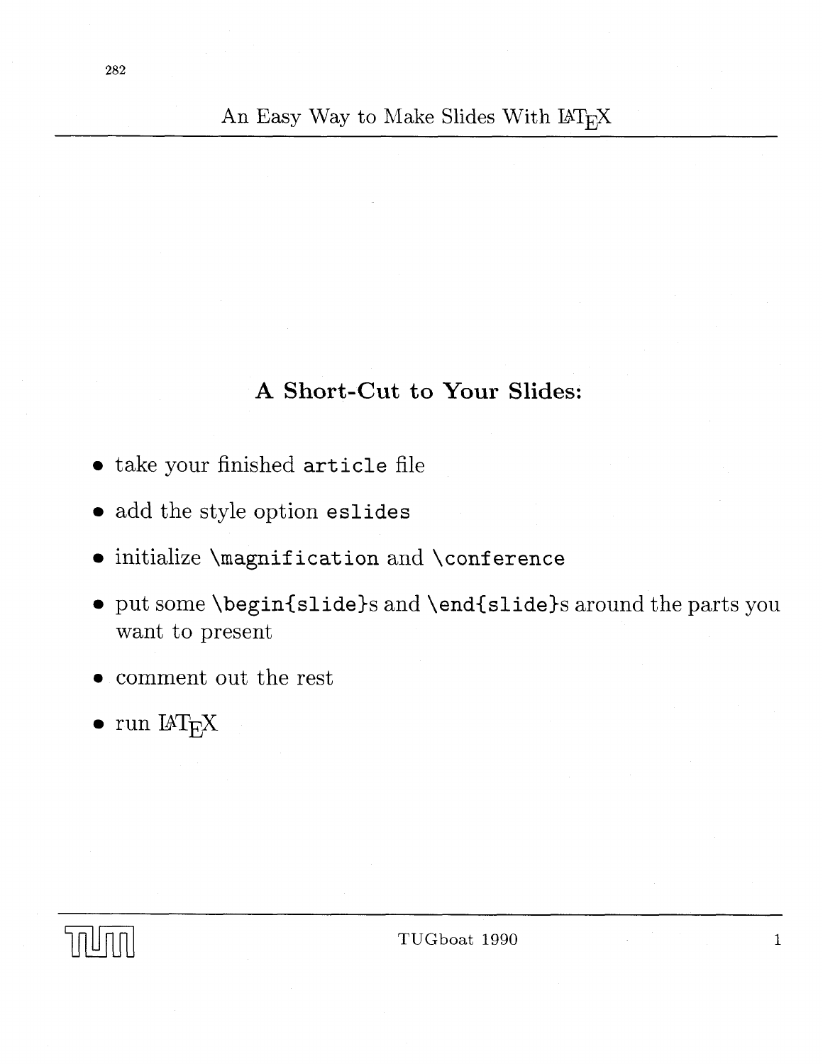## A Short-Cut to Your Slides:

- take your finished `article` file
- add the style option `eslides`
- initialize `\magnification` and `\conference`
- put some `\begin{slide}`s and `\end{slide}`s around the parts you want to present
- comment out the rest
- run LaTeX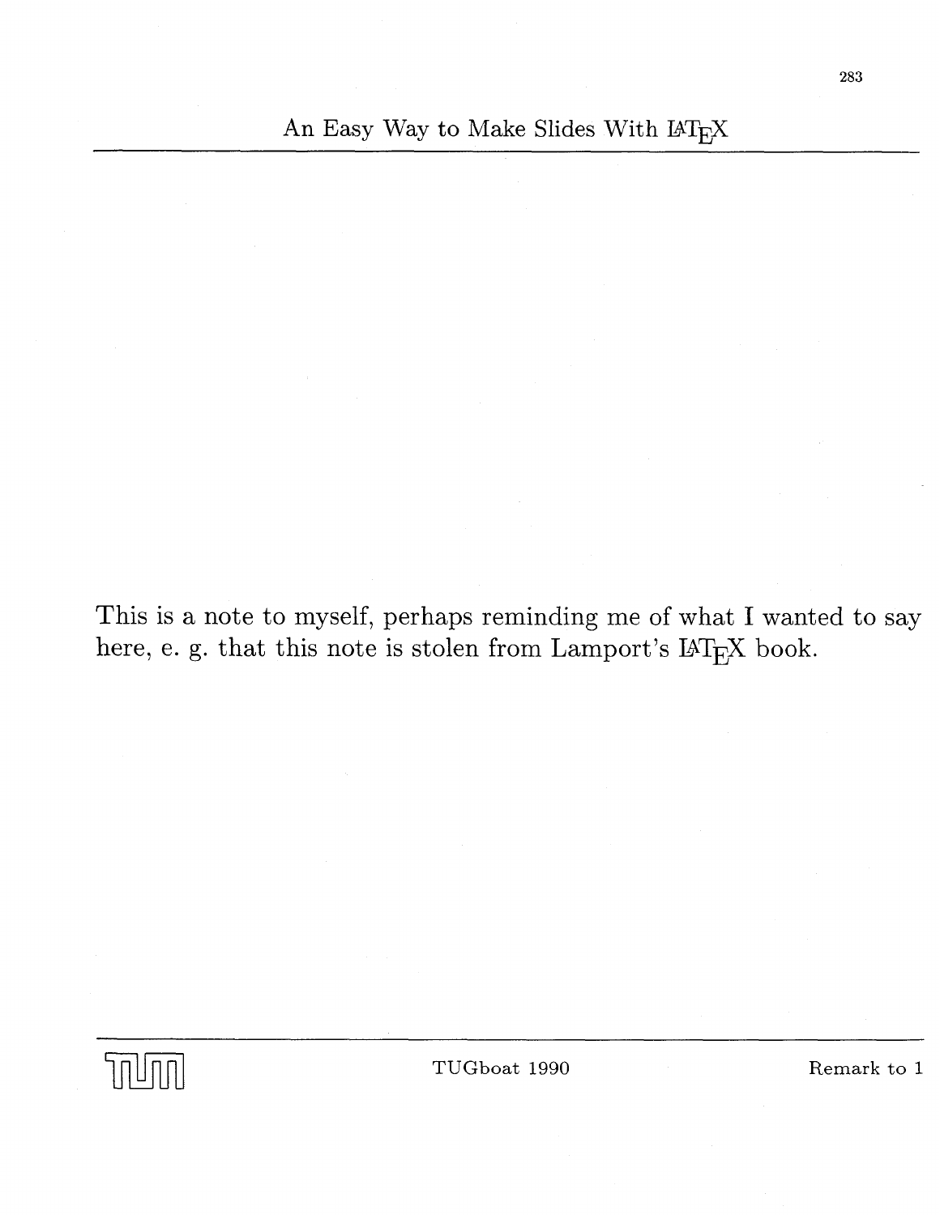This is a note to myself, perhaps reminding me of what I wanted to say here, e. g. that this note is stolen from Lamport's LaTeX book.